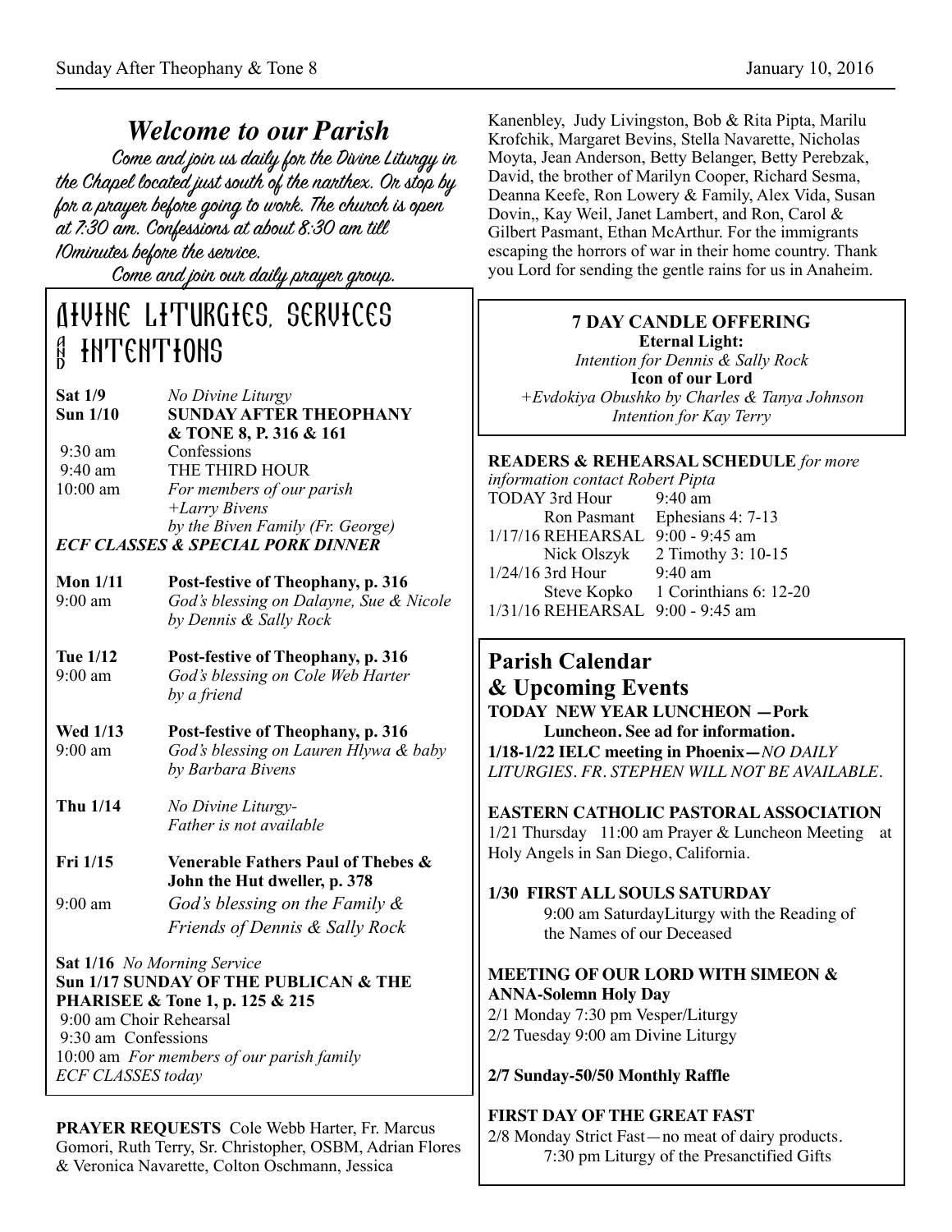## *Welcome to our Parish*

Come and join us daily for the Divine Liturgy in the Chapel located just south of the narthex. Or stop by for a prayer before going to work. The church is open at 7:30 am. Confessions at about 8:30 am till 10minutes before the service.

Come and join our daily prayer group.

## DIVINE LITURGIES, SERVICES AND INTENTIONS

**Sat 1/9** *No Divine Liturgy*

**Sun 1/10** **SUNDAY AFTER THEOPHANY & TONE 8, P. 316 & 161**

9:30 am Confessions

9:40 am THE THIRD HOUR

10:00 am *For members of our parish*
*+Larry Bivens*
*by the Biven Family (Fr. George)*

***ECF CLASSES & SPECIAL PORK DINNER***

**Mon 1/11** **Post-festive of Theophany, p. 316**
9:00 am *God's blessing on Dalayne, Sue & Nicole by Dennis & Sally Rock*

**Tue 1/12** **Post-festive of Theophany, p. 316**
9:00 am *God's blessing on Cole Web Harter by a friend*

**Wed 1/13** **Post-festive of Theophany, p. 316**
9:00 am *God's blessing on Lauren Hlywa & baby by Barbara Bivens*

**Thu 1/14** *No Divine Liturgy- Father is not available*

**Fri 1/15** **Venerable Fathers Paul of Thebes & John the Hut dweller, p. 378**
9:00 am *God's blessing on the Family & Friends of Dennis & Sally Rock*

**Sat 1/16** *No Morning Service*

**Sun 1/17 SUNDAY OF THE PUBLICAN & THE PHARISEE & Tone 1, p. 125 & 215**

9:00 am Choir Rehearsal
9:30 am Confessions
10:00 am *For members of our parish family*
*ECF CLASSES today*

**PRAYER REQUESTS** Cole Webb Harter, Fr. Marcus Gomori, Ruth Terry, Sr. Christopher, OSBM, Adrian Flores & Veronica Navarette, Colton Oschmann, Jessica Kanenbley, Judy Livingston, Bob & Rita Pipta, Marilu Krofchik, Margaret Bevins, Stella Navarette, Nicholas Moyta, Jean Anderson, Betty Belanger, Betty Perebzak, David, the brother of Marilyn Cooper, Richard Sesma, Deanna Keefe, Ron Lowery & Family, Alex Vida, Susan Dovin,, Kay Weil, Janet Lambert, and Ron, Carol & Gilbert Pasmant, Ethan McArthur. For the immigrants escaping the horrors of war in their home country. Thank you Lord for sending the gentle rains for us in Anaheim.

### 7 DAY CANDLE OFFERING

**Eternal Light:**
*Intention for Dennis & Sally Rock*

**Icon of our Lord**
*+Evdokiya Obushko by Charles & Tanya Johnson*
*Intention for Kay Terry*

**READERS & REHEARSAL SCHEDULE** *for more information contact Robert Pipta*

| | |
|---|---|
| TODAY 3rd Hour | 9:40 am |
| Ron Pasmant | Ephesians 4: 7-13 |
| 1/17/16 REHEARSAL | 9:00 - 9:45 am |
| Nick Olszyk | 2 Timothy 3: 10-15 |
| 1/24/16 3rd Hour | 9:40 am |
| Steve Kopko | 1 Corinthians 6: 12-20 |
| 1/31/16 REHEARSAL | 9:00 - 9:45 am |

## Parish Calendar & Upcoming Events

**TODAY NEW YEAR LUNCHEON —Pork Luncheon. See ad for information.**

**1/18-1/22 IELC meeting in Phoenix—***NO DAILY LITURGIES. FR. STEPHEN WILL NOT BE AVAILABLE.*

**EASTERN CATHOLIC PASTORAL ASSOCIATION**
1/21 Thursday 11:00 am Prayer & Luncheon Meeting at Holy Angels in San Diego, California.

**1/30 FIRST ALL SOULS SATURDAY**
9:00 am SaturdayLiturgy with the Reading of the Names of our Deceased

**MEETING OF OUR LORD WITH SIMEON & ANNA-Solemn Holy Day**
2/1 Monday 7:30 pm Vesper/Liturgy
2/2 Tuesday 9:00 am Divine Liturgy

**2/7 Sunday-50/50 Monthly Raffle**

**FIRST DAY OF THE GREAT FAST**
2/8 Monday Strict Fast—no meat of dairy products.
7:30 pm Liturgy of the Presanctified Gifts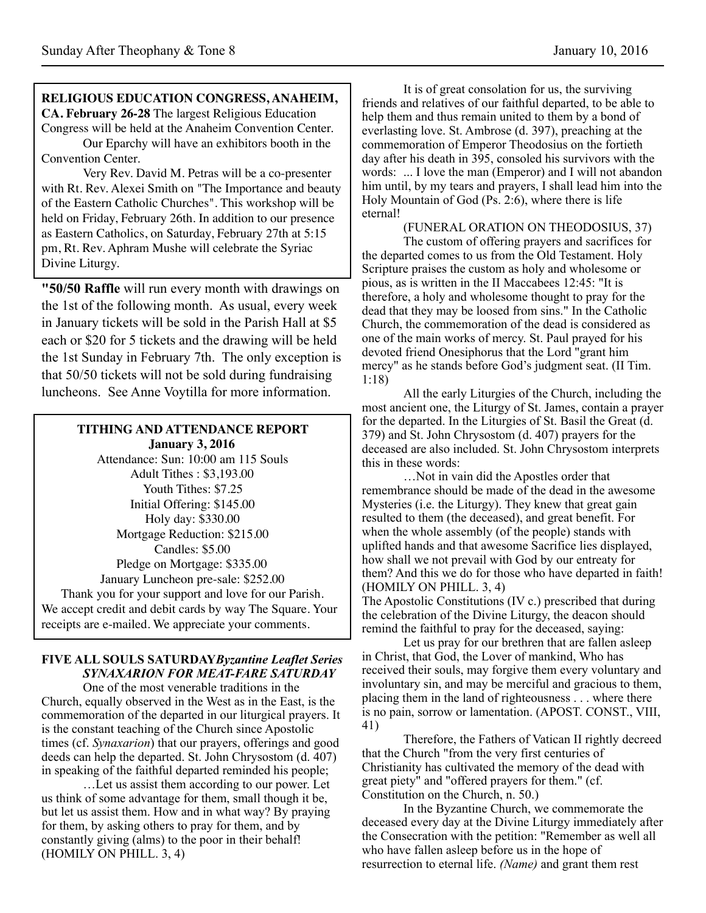**RELIGIOUS EDUCATION CONGRESS, ANAHEIM, CA. February 26-28** The largest Religious Education Congress will be held at the Anaheim Convention Center.

Our Eparchy will have an exhibitors booth in the Convention Center.

Very Rev. David M. Petras will be a co-presenter with Rt. Rev. Alexei Smith on "The Importance and beauty of the Eastern Catholic Churches". This workshop will be held on Friday, February 26th. In addition to our presence as Eastern Catholics, on Saturday, February 27th at 5:15 pm, Rt. Rev. Aphram Mushe will celebrate the Syriac Divine Liturgy.

**"50/50 Raffle** will run every month with drawings on the 1st of the following month. As usual, every week in January tickets will be sold in the Parish Hall at $5 each or $20 for 5 tickets and the drawing will be held the 1st Sunday in February 7th. The only exception is that 50/50 tickets will not be sold during fundraising luncheons. See Anne Voytilla for more information.

**TITHING AND ATTENDANCE REPORT**
**January 3, 2016**

Attendance: Sun: 10:00 am 115 Souls
Adult Tithes : $3,193.00
Youth Tithes: $7.25
Initial Offering: $145.00
Holy day: $330.00
Mortgage Reduction: $215.00
Candles: $5.00
Pledge on Mortgage: $335.00
January Luncheon pre-sale: $252.00

Thank you for your support and love for our Parish. We accept credit and debit cards by way The Square. Your receipts are e-mailed. We appreciate your comments.

**FIVE ALL SOULS SATURDAY** ***Byzantine Leaflet Series***
***SYNAXARION FOR MEAT-FARE SATURDAY***

One of the most venerable traditions in the Church, equally observed in the West as in the East, is the commemoration of the departed in our liturgical prayers. It is the constant teaching of the Church since Apostolic times (cf. *Synaxarion*) that our prayers, offerings and good deeds can help the departed. St. John Chrysostom (d. 407) in speaking of the faithful departed reminded his people;

…Let us assist them according to our power. Let us think of some advantage for them, small though it be, but let us assist them. How and in what way? By praying for them, by asking others to pray for them, and by constantly giving (alms) to the poor in their behalf! (HOMILY ON PHILL. 3, 4)

It is of great consolation for us, the surviving friends and relatives of our faithful departed, to be able to help them and thus remain united to them by a bond of everlasting love. St. Ambrose (d. 397), preaching at the commemoration of Emperor Theodosius on the fortieth day after his death in 395, consoled his survivors with the words: ... I love the man (Emperor) and I will not abandon him until, by my tears and prayers, I shall lead him into the Holy Mountain of God (Ps. 2:6), where there is life eternal!

(FUNERAL ORATION ON THEODOSIUS, 37)

The custom of offering prayers and sacrifices for the departed comes to us from the Old Testament. Holy Scripture praises the custom as holy and wholesome or pious, as is written in the II Maccabees 12:45: "It is therefore, a holy and wholesome thought to pray for the dead that they may be loosed from sins." In the Catholic Church, the commemoration of the dead is considered as one of the main works of mercy. St. Paul prayed for his devoted friend Onesiphorus that the Lord "grant him mercy" as he stands before God's judgment seat. (II Tim. 1:18)

All the early Liturgies of the Church, including the most ancient one, the Liturgy of St. James, contain a prayer for the departed. In the Liturgies of St. Basil the Great (d. 379) and St. John Chrysostom (d. 407) prayers for the deceased are also included. St. John Chrysostom interprets this in these words:

…Not in vain did the Apostles order that remembrance should be made of the dead in the awesome Mysteries (i.e. the Liturgy). They knew that great gain resulted to them (the deceased), and great benefit. For when the whole assembly (of the people) stands with uplifted hands and that awesome Sacrifice lies displayed, how shall we not prevail with God by our entreaty for them? And this we do for those who have departed in faith! (HOMILY ON PHILL. 3, 4)

The Apostolic Constitutions (IV c.) prescribed that during the celebration of the Divine Liturgy, the deacon should remind the faithful to pray for the deceased, saying:

Let us pray for our brethren that are fallen asleep in Christ, that God, the Lover of mankind, Who has received their souls, may forgive them every voluntary and involuntary sin, and may be merciful and gracious to them, placing them in the land of righteousness . . . where there is no pain, sorrow or lamentation. (APOST. CONST., VIII, 41)

Therefore, the Fathers of Vatican II rightly decreed that the Church "from the very first centuries of Christianity has cultivated the memory of the dead with great piety" and "offered prayers for them." (cf. Constitution on the Church, n. 50.)

In the Byzantine Church, we commemorate the deceased every day at the Divine Liturgy immediately after the Consecration with the petition: "Remember as well all who have fallen asleep before us in the hope of resurrection to eternal life. *(Name)* and grant them rest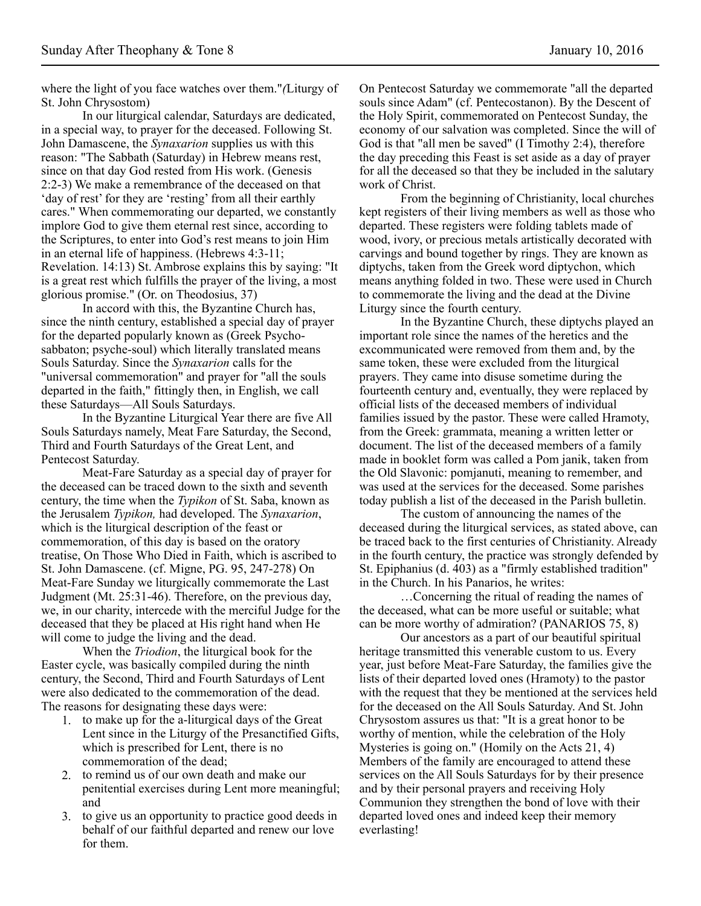where the light of you face watches over them."*(*Liturgy of St. John Chrysostom)

In our liturgical calendar, Saturdays are dedicated, in a special way, to prayer for the deceased. Following St. John Damascene, the *Synaxarion* supplies us with this reason: "The Sabbath (Saturday) in Hebrew means rest, since on that day God rested from His work. (Genesis 2:2-3) We make a remembrance of the deceased on that 'day of rest' for they are 'resting' from all their earthly cares." When commemorating our departed, we constantly implore God to give them eternal rest since, according to the Scriptures, to enter into God's rest means to join Him in an eternal life of happiness. (Hebrews 4:3-11; Revelation. 14:13) St. Ambrose explains this by saying: "It is a great rest which fulfills the prayer of the living, a most glorious promise." (Or. on Theodosius, 37)

In accord with this, the Byzantine Church has, since the ninth century, established a special day of prayer for the departed popularly known as (Greek Psycho-sabbaton; psyche-soul) which literally translated means Souls Saturday. Since the *Synaxarion* calls for the "universal commemoration" and prayer for "all the souls departed in the faith," fittingly then, in English, we call these Saturdays—All Souls Saturdays.

In the Byzantine Liturgical Year there are five All Souls Saturdays namely, Meat Fare Saturday, the Second, Third and Fourth Saturdays of the Great Lent, and Pentecost Saturday.

Meat-Fare Saturday as a special day of prayer for the deceased can be traced down to the sixth and seventh century, the time when the *Typikon* of St. Saba, known as the Jerusalem *Typikon,* had developed. The *Synaxarion*, which is the liturgical description of the feast or commemoration, of this day is based on the oratory treatise, On Those Who Died in Faith, which is ascribed to St. John Damascene. (cf. Migne, PG. 95, 247-278) On Meat-Fare Sunday we liturgically commemorate the Last Judgment (Mt. 25:31-46). Therefore, on the previous day, we, in our charity, intercede with the merciful Judge for the deceased that they be placed at His right hand when He will come to judge the living and the dead.

When the *Triodion*, the liturgical book for the Easter cycle, was basically compiled during the ninth century, the Second, Third and Fourth Saturdays of Lent were also dedicated to the commemoration of the dead. The reasons for designating these days were:

1. to make up for the a-liturgical days of the Great Lent since in the Liturgy of the Presanctified Gifts, which is prescribed for Lent, there is no commemoration of the dead;
2. to remind us of our own death and make our penitential exercises during Lent more meaningful; and
3. to give us an opportunity to practice good deeds in behalf of our faithful departed and renew our love for them.

On Pentecost Saturday we commemorate "all the departed souls since Adam" (cf. Pentecostanon). By the Descent of the Holy Spirit, commemorated on Pentecost Sunday, the economy of our salvation was completed. Since the will of God is that "all men be saved" (I Timothy 2:4), therefore the day preceding this Feast is set aside as a day of prayer for all the deceased so that they be included in the salutary work of Christ.

From the beginning of Christianity, local churches kept registers of their living members as well as those who departed. These registers were folding tablets made of wood, ivory, or precious metals artistically decorated with carvings and bound together by rings. They are known as diptychs, taken from the Greek word diptychon, which means anything folded in two. These were used in Church to commemorate the living and the dead at the Divine Liturgy since the fourth century.

In the Byzantine Church, these diptychs played an important role since the names of the heretics and the excommunicated were removed from them and, by the same token, these were excluded from the liturgical prayers. They came into disuse sometime during the fourteenth century and, eventually, they were replaced by official lists of the deceased members of individual families issued by the pastor. These were called Hramoty, from the Greek: grammata, meaning a written letter or document. The list of the deceased members of a family made in booklet form was called a Pom janik, taken from the Old Slavonic: pomjanuti, meaning to remember, and was used at the services for the deceased. Some parishes today publish a list of the deceased in the Parish bulletin.

The custom of announcing the names of the deceased during the liturgical services, as stated above, can be traced back to the first centuries of Christianity. Already in the fourth century, the practice was strongly defended by St. Epiphanius (d. 403) as a "firmly established tradition" in the Church. In his Panarios, he writes:

…Concerning the ritual of reading the names of the deceased, what can be more useful or suitable; what can be more worthy of admiration? (PANARIOS 75, 8)

Our ancestors as a part of our beautiful spiritual heritage transmitted this venerable custom to us. Every year, just before Meat-Fare Saturday, the families give the lists of their departed loved ones (Hramoty) to the pastor with the request that they be mentioned at the services held for the deceased on the All Souls Saturday. And St. John Chrysostom assures us that: "It is a great honor to be worthy of mention, while the celebration of the Holy Mysteries is going on." (Homily on the Acts 21, 4) Members of the family are encouraged to attend these services on the All Souls Saturdays for by their presence and by their personal prayers and receiving Holy Communion they strengthen the bond of love with their departed loved ones and indeed keep their memory everlasting!